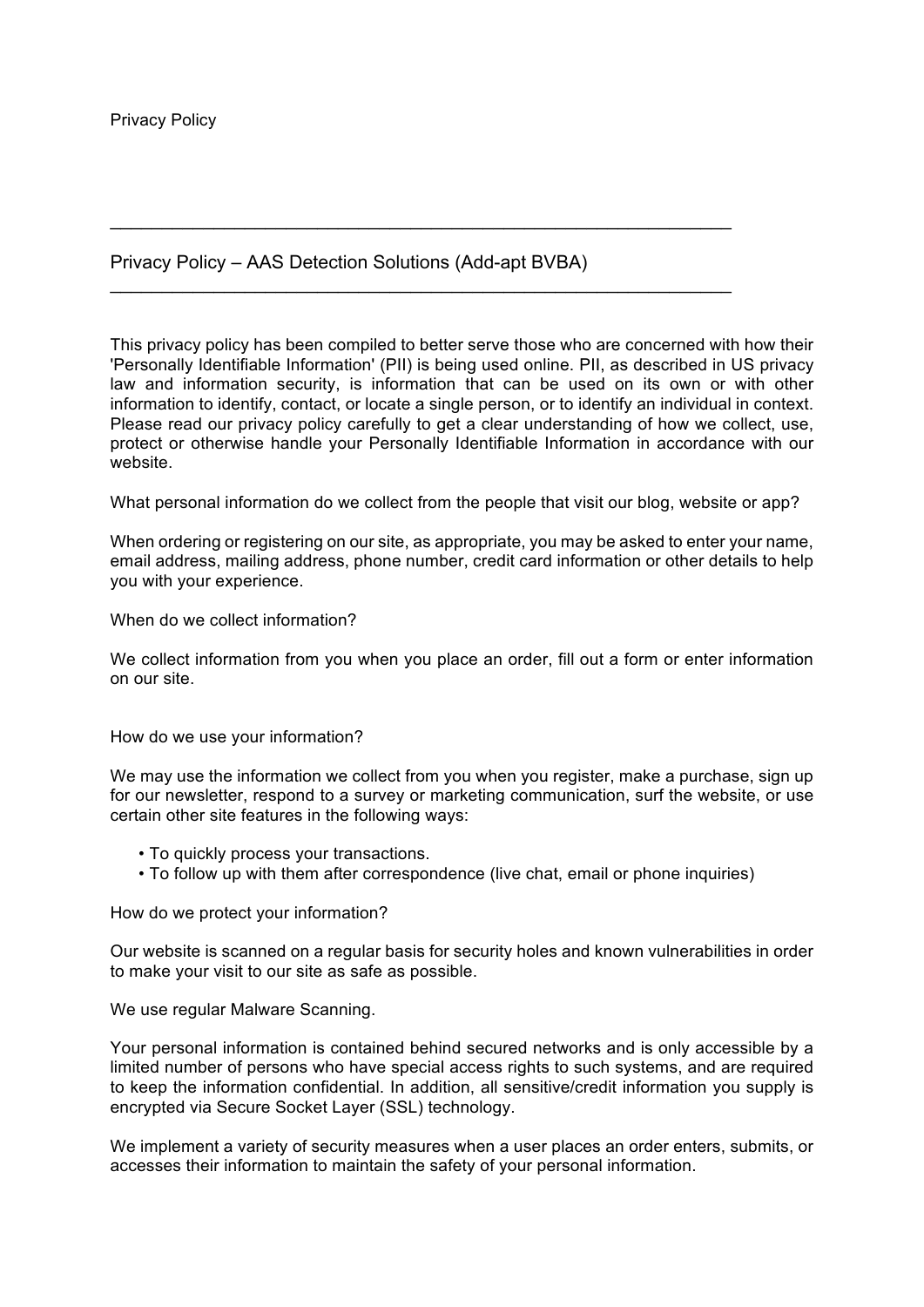Privacy Policy

---

## Privacy Policy – AAS Detection Solutions (Add-apt BVBA)

---

This privacy policy has been compiled to better serve those who are concerned with how their 'Personally Identifiable Information' (PII) is being used online. PII, as described in US privacy law and information security, is information that can be used on its own or with other information to identify, contact, or locate a single person, or to identify an individual in context. Please read our privacy policy carefully to get a clear understanding of how we collect, use, protect or otherwise handle your Personally Identifiable Information in accordance with our website.

What personal information do we collect from the people that visit our blog, website or app?

When ordering or registering on our site, as appropriate, you may be asked to enter your name, email address, mailing address, phone number, credit card information or other details to help you with your experience.

When do we collect information?

We collect information from you when you place an order, fill out a form or enter information on our site.

How do we use your information?

We may use the information we collect from you when you register, make a purchase, sign up for our newsletter, respond to a survey or marketing communication, surf the website, or use certain other site features in the following ways:

- To quickly process your transactions.
- To follow up with them after correspondence (live chat, email or phone inquiries)

How do we protect your information?

Our website is scanned on a regular basis for security holes and known vulnerabilities in order to make your visit to our site as safe as possible.

We use regular Malware Scanning.

Your personal information is contained behind secured networks and is only accessible by a limited number of persons who have special access rights to such systems, and are required to keep the information confidential. In addition, all sensitive/credit information you supply is encrypted via Secure Socket Layer (SSL) technology.

We implement a variety of security measures when a user places an order enters, submits, or accesses their information to maintain the safety of your personal information.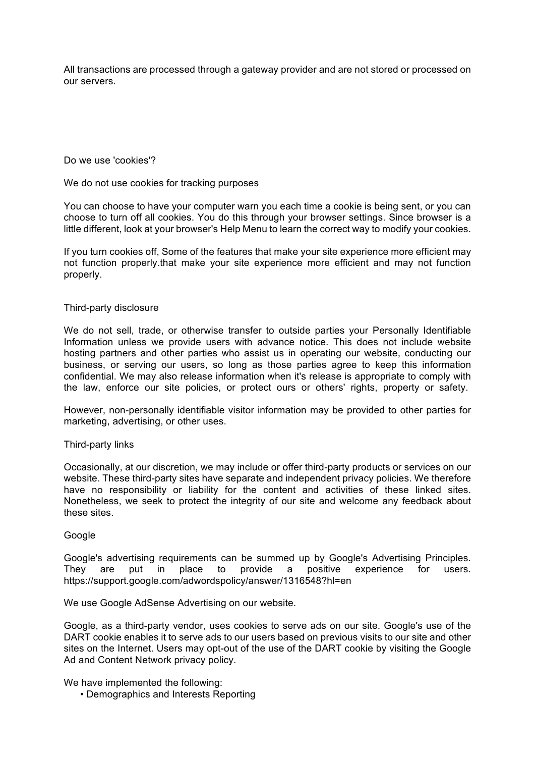All transactions are processed through a gateway provider and are not stored or processed on our servers.

Do we use 'cookies'?

We do not use cookies for tracking purposes

You can choose to have your computer warn you each time a cookie is being sent, or you can choose to turn off all cookies. You do this through your browser settings. Since browser is a little different, look at your browser's Help Menu to learn the correct way to modify your cookies.

If you turn cookies off, Some of the features that make your site experience more efficient may not function properly.that make your site experience more efficient and may not function properly.

Third-party disclosure

We do not sell, trade, or otherwise transfer to outside parties your Personally Identifiable Information unless we provide users with advance notice. This does not include website hosting partners and other parties who assist us in operating our website, conducting our business, or serving our users, so long as those parties agree to keep this information confidential. We may also release information when it's release is appropriate to comply with the law, enforce our site policies, or protect ours or others' rights, property or safety.

However, non-personally identifiable visitor information may be provided to other parties for marketing, advertising, or other uses.

Third-party links

Occasionally, at our discretion, we may include or offer third-party products or services on our website. These third-party sites have separate and independent privacy policies. We therefore have no responsibility or liability for the content and activities of these linked sites. Nonetheless, we seek to protect the integrity of our site and welcome any feedback about these sites.

Google

Google's advertising requirements can be summed up by Google's Advertising Principles. They are put in place to provide a positive experience for users. https://support.google.com/adwordspolicy/answer/1316548?hl=en

We use Google AdSense Advertising on our website.

Google, as a third-party vendor, uses cookies to serve ads on our site. Google's use of the DART cookie enables it to serve ads to our users based on previous visits to our site and other sites on the Internet. Users may opt-out of the use of the DART cookie by visiting the Google Ad and Content Network privacy policy.

We have implemented the following:

- Demographics and Interests Reporting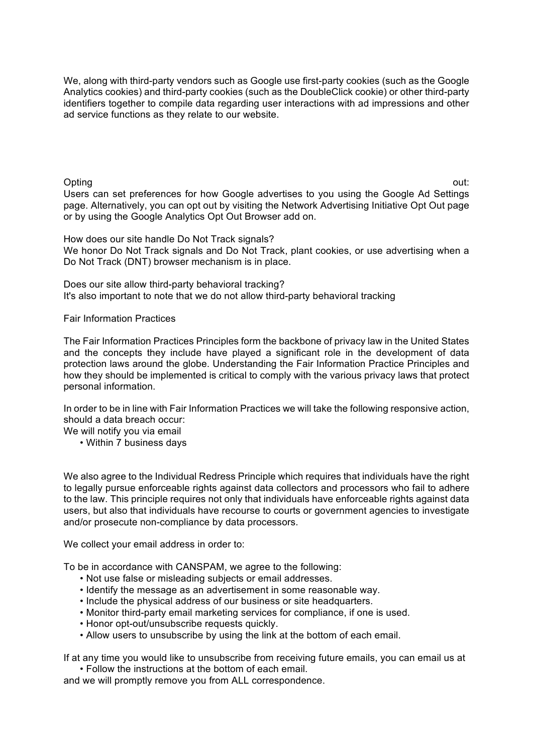We, along with third-party vendors such as Google use first-party cookies (such as the Google Analytics cookies) and third-party cookies (such as the DoubleClick cookie) or other third-party identifiers together to compile data regarding user interactions with ad impressions and other ad service functions as they relate to our website.

Opting out:
Users can set preferences for how Google advertises to you using the Google Ad Settings page. Alternatively, you can opt out by visiting the Network Advertising Initiative Opt Out page or by using the Google Analytics Opt Out Browser add on.

How does our site handle Do Not Track signals?
We honor Do Not Track signals and Do Not Track, plant cookies, or use advertising when a Do Not Track (DNT) browser mechanism is in place.

Does our site allow third-party behavioral tracking?
It's also important to note that we do not allow third-party behavioral tracking

Fair Information Practices

The Fair Information Practices Principles form the backbone of privacy law in the United States and the concepts they include have played a significant role in the development of data protection laws around the globe. Understanding the Fair Information Practice Principles and how they should be implemented is critical to comply with the various privacy laws that protect personal information.

In order to be in line with Fair Information Practices we will take the following responsive action, should a data breach occur:
We will notify you via email

- Within 7 business days

We also agree to the Individual Redress Principle which requires that individuals have the right to legally pursue enforceable rights against data collectors and processors who fail to adhere to the law. This principle requires not only that individuals have enforceable rights against data users, but also that individuals have recourse to courts or government agencies to investigate and/or prosecute non-compliance by data processors.

We collect your email address in order to:

To be in accordance with CANSPAM, we agree to the following:

- Not use false or misleading subjects or email addresses.
- Identify the message as an advertisement in some reasonable way.
- Include the physical address of our business or site headquarters.
- Monitor third-party email marketing services for compliance, if one is used.
- Honor opt-out/unsubscribe requests quickly.
- Allow users to unsubscribe by using the link at the bottom of each email.

If at any time you would like to unsubscribe from receiving future emails, you can email us at

- Follow the instructions at the bottom of each email.

and we will promptly remove you from ALL correspondence.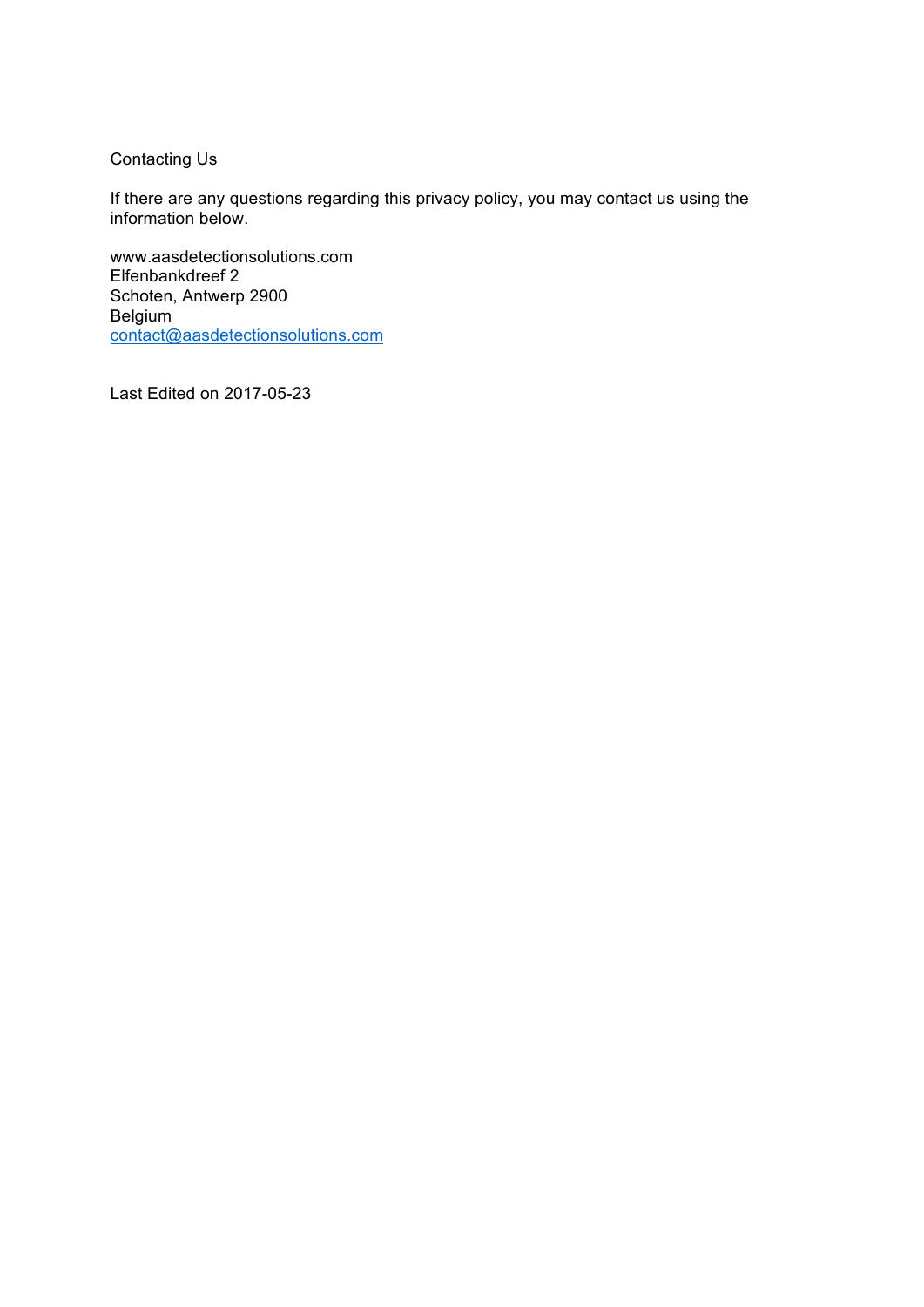Contacting Us

If there are any questions regarding this privacy policy, you may contact us using the information below.

www.aasdetectionsolutions.com
Elfenbankdreef 2
Schoten, Antwerp 2900
Belgium
contact@aasdetectionsolutions.com

Last Edited on 2017-05-23